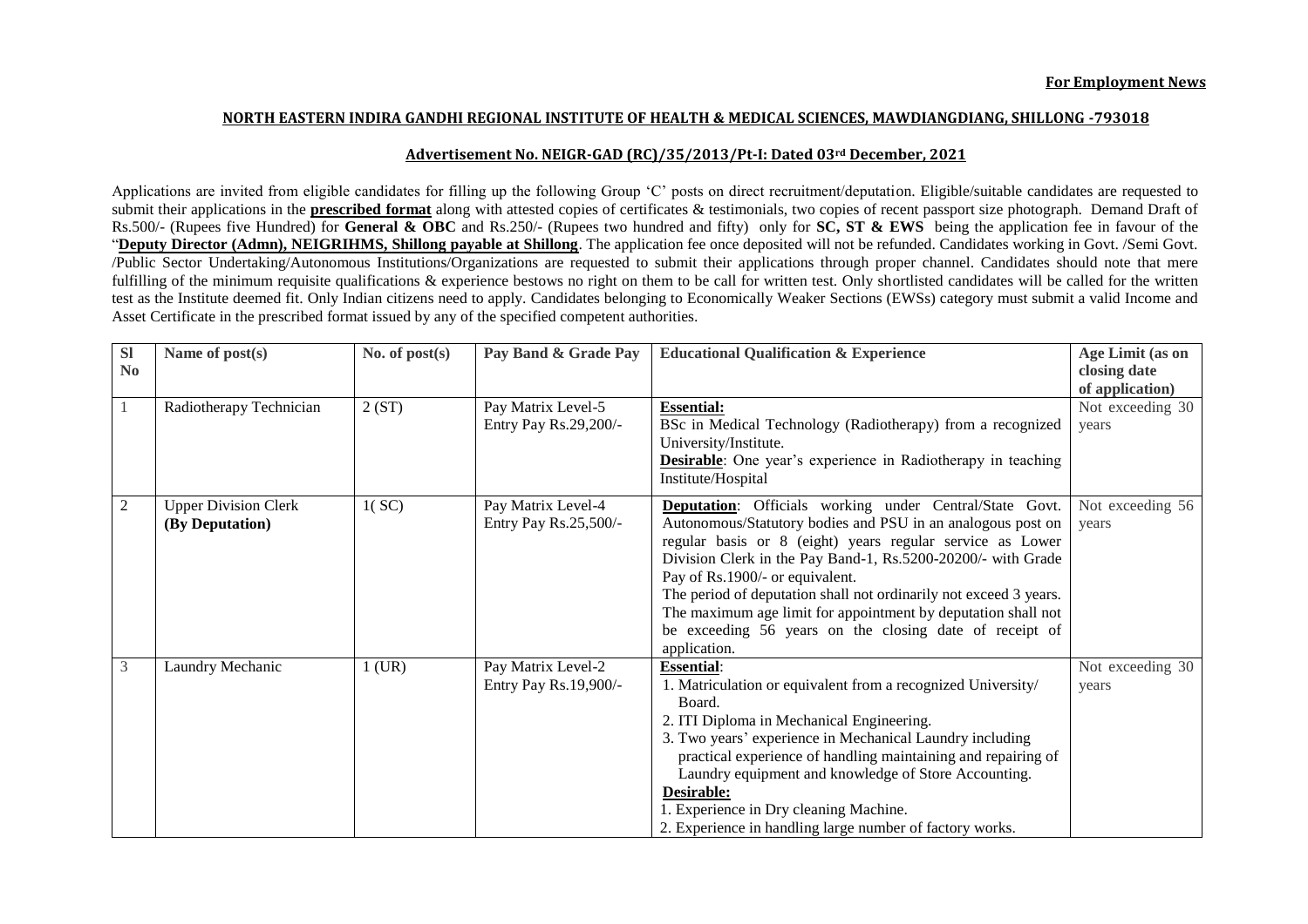**For Employment News**

## NORTH EASTERN INDIRA GANDHI REGIONAL INSTITUTE OF HEALTH & MEDICAL SCIENCES, MAWDIANGDIANG, SHILLONG -793018

### Advertisement No. NEIGR-GAD (RC)/35/2013/Pt-I: Dated 03rd December, 2021

Applications are invited from eligible candidates for filling up the following Group 'C' posts on direct recruitment/deputation. Eligible/suitable candidates are requested to submit their applications in the **prescribed format** along with attested copies of certificates & testimonials, two copies of recent passport size photograph. Demand Draft of Rs.500/- (Rupees five Hundred) for **General & OBC** and Rs.250/- (Rupees two hundred and fifty) only for **SC, ST & EWS** being the application fee in favour of the "**Deputy Director (Admn), NEIGRIHMS, Shillong payable at Shillong**. The application fee once deposited will not be refunded. Candidates working in Govt. /Semi Govt. /Public Sector Undertaking/Autonomous Institutions/Organizations are requested to submit their applications through proper channel. Candidates should note that mere fulfilling of the minimum requisite qualifications & experience bestows no right on them to be call for written test. Only shortlisted candidates will be called for the written test as the Institute deemed fit. Only Indian citizens need to apply. Candidates belonging to Economically Weaker Sections (EWSs) category must submit a valid Income and Asset Certificate in the prescribed format issued by any of the specified competent authorities.

| Sl No | Name of post(s) | No. of post(s) | Pay Band & Grade Pay | Educational Qualification & Experience | Age Limit (as on closing date of application) |
|---|---|---|---|---|---|
| 1 | Radiotherapy Technician | 2 (ST) | Pay Matrix Level-5<br>Entry Pay Rs.29,200/- | **Essential:**<br>BSc in Medical Technology (Radiotherapy) from a recognized University/Institute.<br>**Desirable**: One year's experience in Radiotherapy in teaching Institute/Hospital | Not exceeding 30 years |
| 2 | Upper Division Clerk **(By Deputation)** | 1( SC) | Pay Matrix Level-4<br>Entry Pay Rs.25,500/- | **Deputation**: Officials working under Central/State Govt. Autonomous/Statutory bodies and PSU in an analogous post on regular basis or 8 (eight) years regular service as Lower Division Clerk in the Pay Band-1, Rs.5200-20200/- with Grade Pay of Rs.1900/- or equivalent.<br>The period of deputation shall not ordinarily not exceed 3 years. The maximum age limit for appointment by deputation shall not be exceeding 56 years on the closing date of receipt of application. | Not exceeding 56 years |
| 3 | Laundry Mechanic | 1 (UR) | Pay Matrix Level-2<br>Entry Pay Rs.19,900/- | **Essential**:<br>1. Matriculation or equivalent from a recognized University/ Board.<br>2. ITI Diploma in Mechanical Engineering.<br>3. Two years' experience in Mechanical Laundry including practical experience of handling maintaining and repairing of Laundry equipment and knowledge of Store Accounting.<br>**Desirable:**<br>1. Experience in Dry cleaning Machine.<br>2. Experience in handling large number of factory works. | Not exceeding 30 years |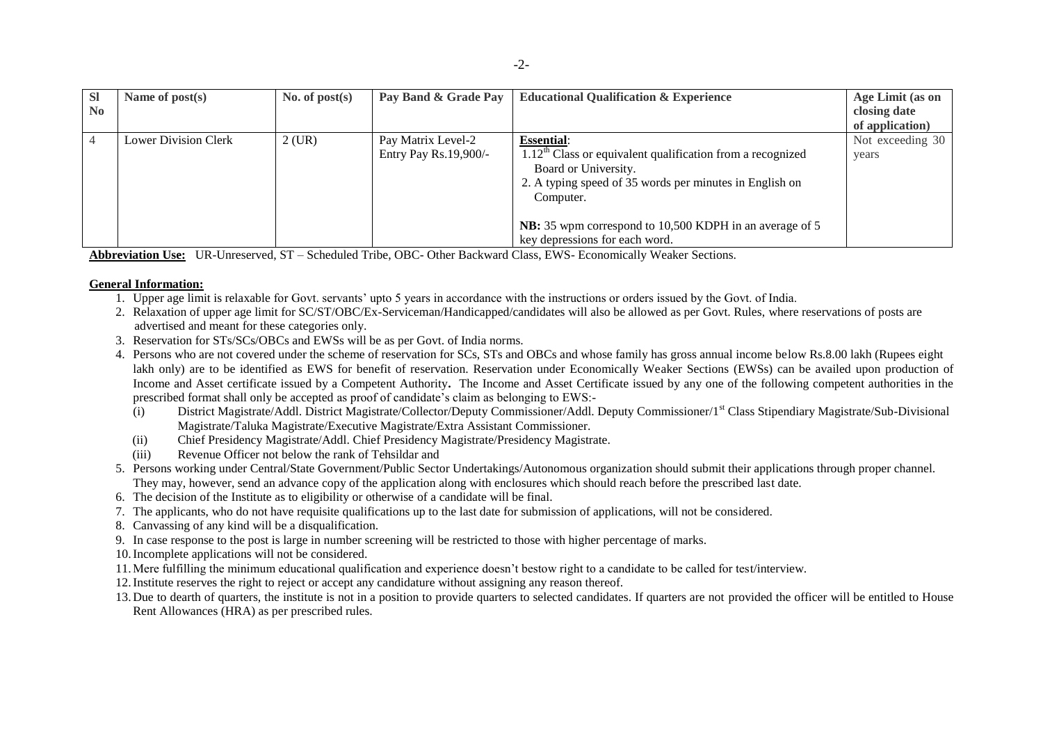| Sl No | Name of post(s) | No. of post(s) | Pay Band & Grade Pay | Educational Qualification & Experience | Age Limit (as on closing date of application) |
|---|---|---|---|---|---|
| 4 | Lower Division Clerk | 2 (UR) | Pay Matrix Level-2 Entry Pay Rs.19,900/- | **Essential**:<br>1. 12th Class or equivalent qualification from a recognized Board or University.<br>2. A typing speed of 35 words per minutes in English on Computer.<br><br>**NB:** 35 wpm correspond to 10,500 KDPH in an average of 5 key depressions for each word. | Not exceeding 30 years |

**Abbreviation Use:** UR-Unreserved, ST – Scheduled Tribe, OBC- Other Backward Class, EWS- Economically Weaker Sections.

**General Information:**

1. Upper age limit is relaxable for Govt. servants' upto 5 years in accordance with the instructions or orders issued by the Govt. of India.
2. Relaxation of upper age limit for SC/ST/OBC/Ex-Serviceman/Handicapped/candidates will also be allowed as per Govt. Rules, where reservations of posts are advertised and meant for these categories only.
3. Reservation for STs/SCs/OBCs and EWSs will be as per Govt. of India norms.
4. Persons who are not covered under the scheme of reservation for SCs, STs and OBCs and whose family has gross annual income below Rs.8.00 lakh (Rupees eight lakh only) are to be identified as EWS for benefit of reservation. Reservation under Economically Weaker Sections (EWSs) can be availed upon production of Income and Asset certificate issued by a Competent Authority**.** The Income and Asset Certificate issued by any one of the following competent authorities in the prescribed format shall only be accepted as proof of candidate's claim as belonging to EWS:-
   - (i) District Magistrate/Addl. District Magistrate/Collector/Deputy Commissioner/Addl. Deputy Commissioner/1st Class Stipendiary Magistrate/Sub-Divisional Magistrate/Taluka Magistrate/Executive Magistrate/Extra Assistant Commissioner.
   - (ii) Chief Presidency Magistrate/Addl. Chief Presidency Magistrate/Presidency Magistrate.
   - (iii) Revenue Officer not below the rank of Tehsildar and
5. Persons working under Central/State Government/Public Sector Undertakings/Autonomous organization should submit their applications through proper channel. They may, however, send an advance copy of the application along with enclosures which should reach before the prescribed last date.
6. The decision of the Institute as to eligibility or otherwise of a candidate will be final.
7. The applicants, who do not have requisite qualifications up to the last date for submission of applications, will not be considered.
8. Canvassing of any kind will be a disqualification.
9. In case response to the post is large in number screening will be restricted to those with higher percentage of marks.
10. Incomplete applications will not be considered.
11. Mere fulfilling the minimum educational qualification and experience doesn't bestow right to a candidate to be called for test/interview.
12. Institute reserves the right to reject or accept any candidature without assigning any reason thereof.
13. Due to dearth of quarters, the institute is not in a position to provide quarters to selected candidates. If quarters are not provided the officer will be entitled to House Rent Allowances (HRA) as per prescribed rules.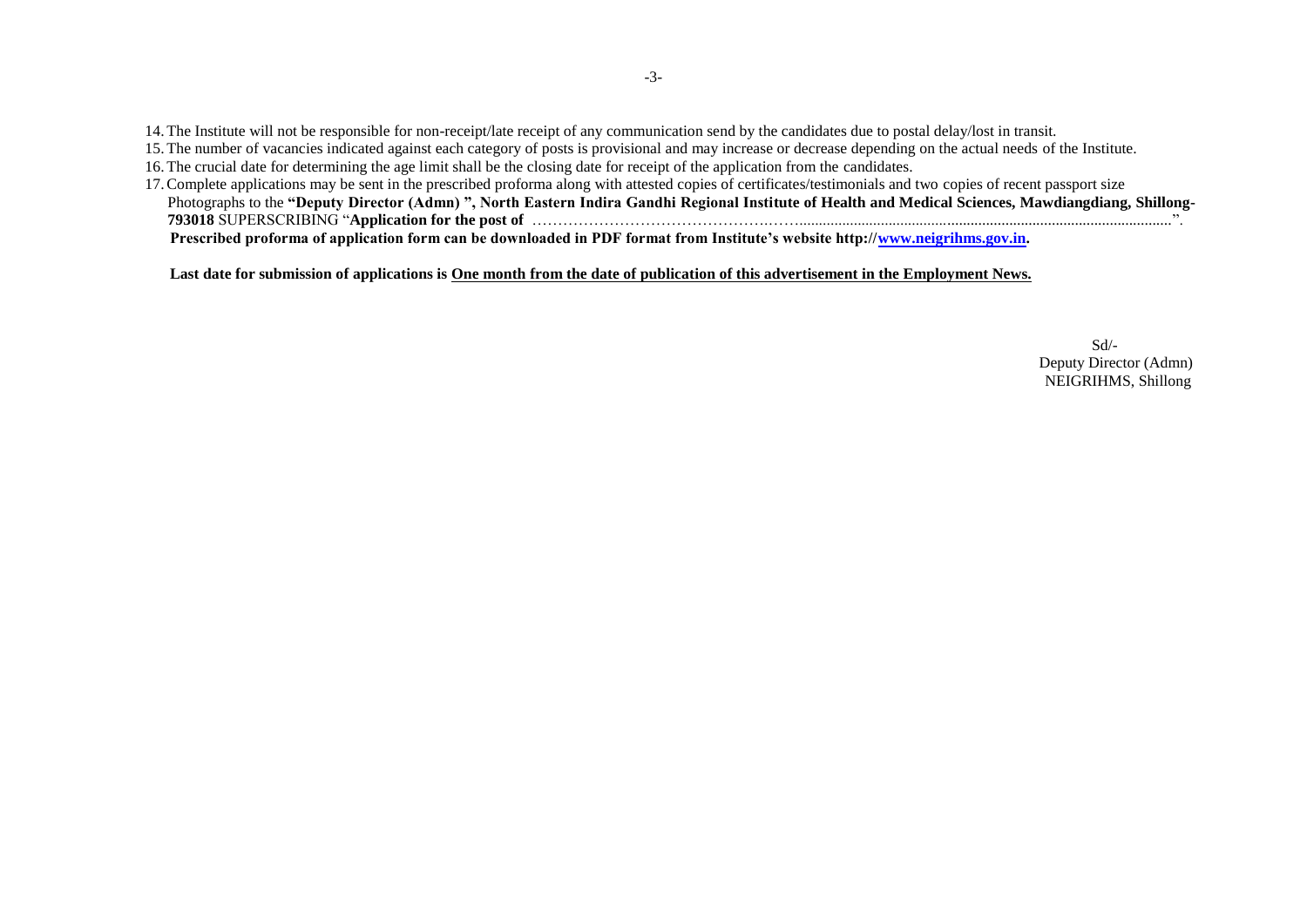14. The Institute will not be responsible for non-receipt/late receipt of any communication send by the candidates due to postal delay/lost in transit.
15. The number of vacancies indicated against each category of posts is provisional and may increase or decrease depending on the actual needs of the Institute.
16. The crucial date for determining the age limit shall be the closing date for receipt of the application from the candidates.
17. Complete applications may be sent in the prescribed proforma along with attested copies of certificates/testimonials and two copies of recent passport size Photographs to the **"Deputy Director (Admn) ", North Eastern Indira Gandhi Regional Institute of Health and Medical Sciences, Mawdiangdiang, Shillong-793018** SUPERSCRIBING "**Application for the post of** ………………………………………………………………………………………………………………………".

**Prescribed proforma of application form can be downloaded in PDF format from Institute's website http://www.neigrihms.gov.in.**

**Last date for submission of applications is One month from the date of publication of this advertisement in the Employment News.**

Sd/-
Deputy Director (Admn)
NEIGRIHMS, Shillong